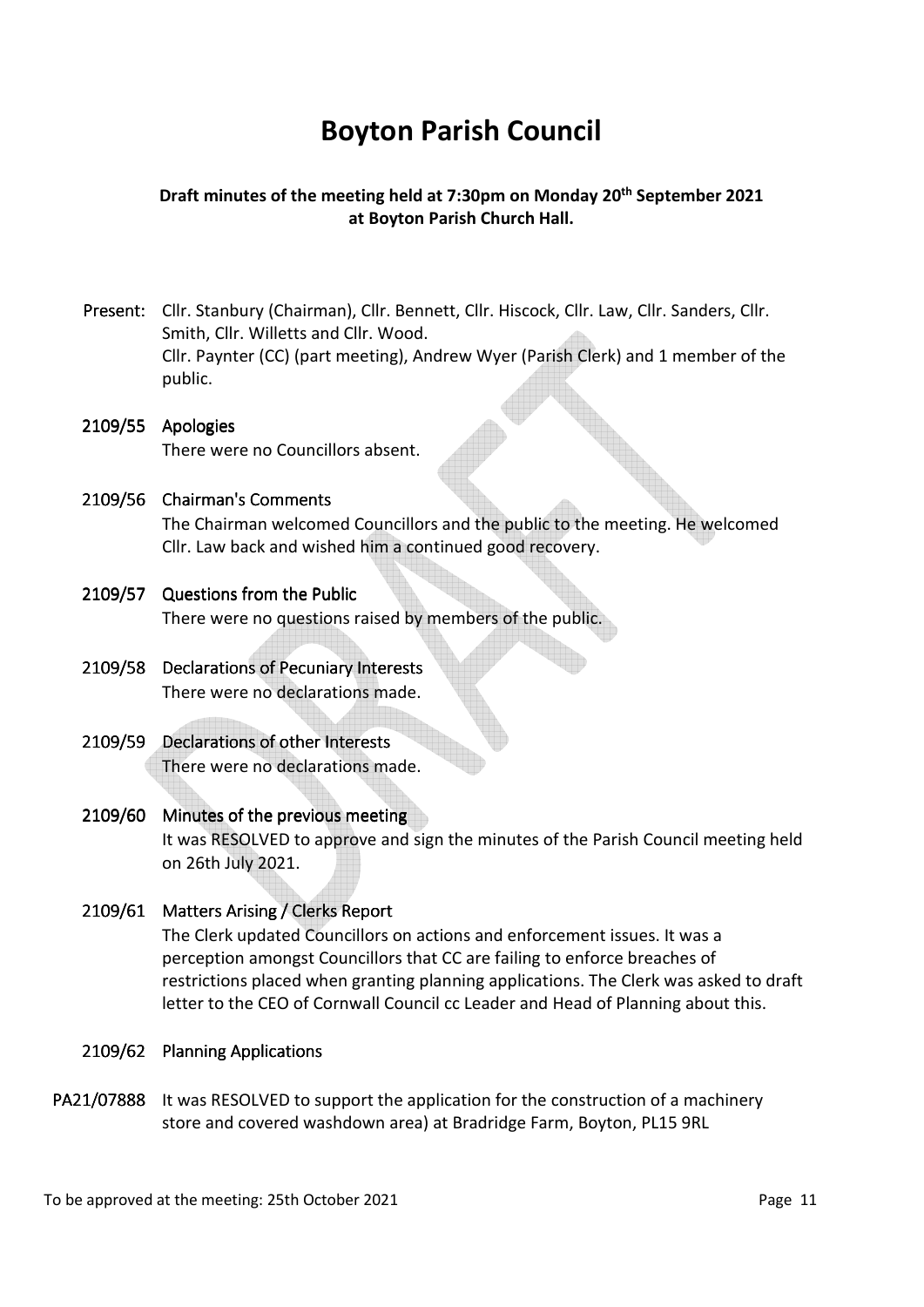# Boyton Parish Council

**Draft minutes of the meeting held at 7:30pm on Monday 20th September 2021 at Boyton Parish Church Hall.**

**Present:** Cllr. Stanbury (Chairman), Cllr. Bennett, Cllr. Hiscock, Cllr. Law, Cllr. Sanders, Cllr. Smith, Cllr. Willetts and Cllr. Wood.
Cllr. Paynter (CC) (part meeting), Andrew Wyer (Parish Clerk) and 1 member of the public.

**2109/55 Apologies**

There were no Councillors absent.

**2109/56 Chairman's Comments**

The Chairman welcomed Councillors and the public to the meeting. He welcomed Cllr. Law back and wished him a continued good recovery.

**2109/57 Questions from the Public**

There were no questions raised by members of the public.

**2109/58 Declarations of Pecuniary Interests**

There were no declarations made.

**2109/59 Declarations of other Interests**

There were no declarations made.

**2109/60 Minutes of the previous meeting**

It was RESOLVED to approve and sign the minutes of the Parish Council meeting held on 26th July 2021.

**2109/61 Matters Arising / Clerks Report**

The Clerk updated Councillors on actions and enforcement issues. It was a perception amongst Councillors that CC are failing to enforce breaches of restrictions placed when granting planning applications. The Clerk was asked to draft letter to the CEO of Cornwall Council cc Leader and Head of Planning about this.

**2109/62 Planning Applications**

**PA21/07888** It was RESOLVED to support the application for the construction of a machinery store and covered washdown area) at Bradridge Farm, Boyton, PL15 9RL

To be approved at the meeting: 25th October 2021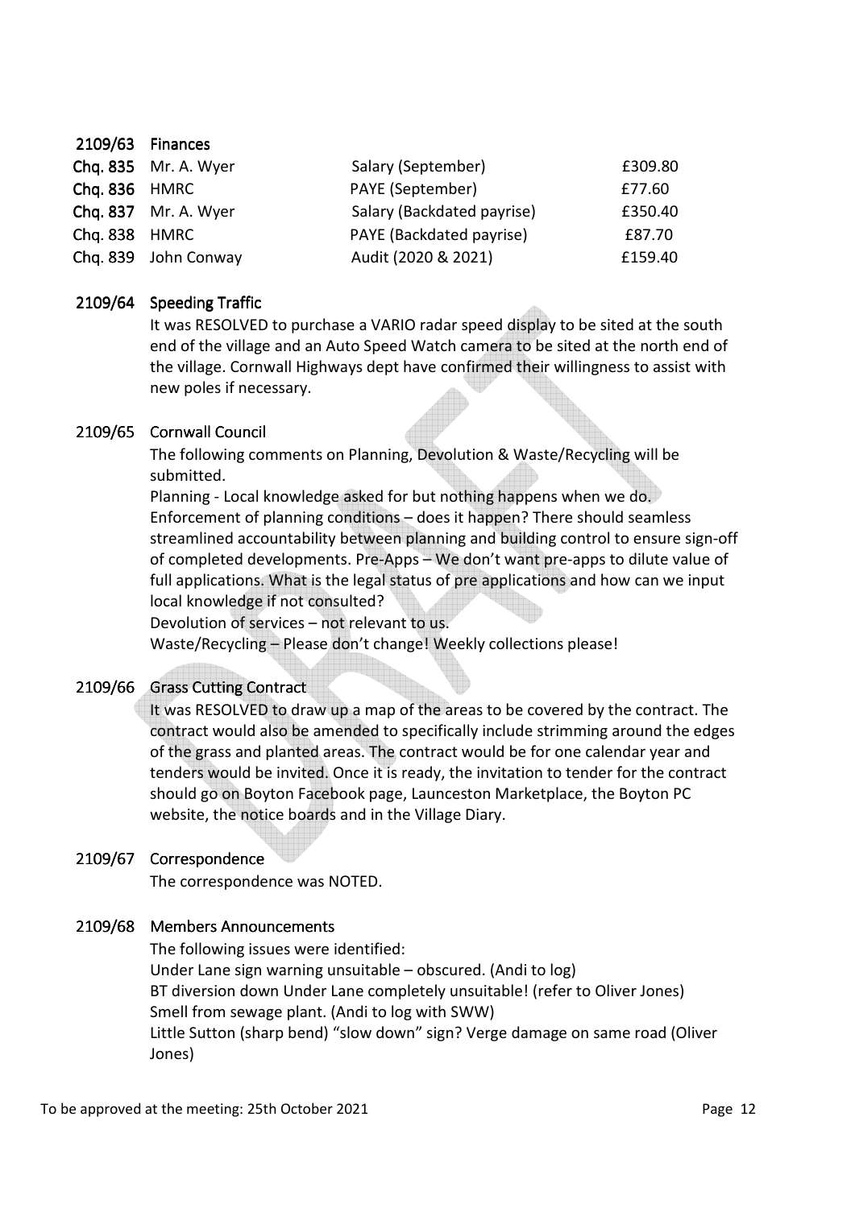## 2109/63 Finances

| | | | |
|---|---|---|---|
| **Chq. 835** | Mr. A. Wyer | Salary (September) | £309.80 |
| **Chq. 836** | HMRC | PAYE (September) | £77.60 |
| **Chq. 837** | Mr. A. Wyer | Salary (Backdated payrise) | £350.40 |
| **Chq. 838** | HMRC | PAYE (Backdated payrise) | £87.70 |
| **Chq. 839** | John Conway | Audit (2020 & 2021) | £159.40 |

## 2109/64 Speeding Traffic

It was RESOLVED to purchase a VARIO radar speed display to be sited at the south end of the village and an Auto Speed Watch camera to be sited at the north end of the village. Cornwall Highways dept have confirmed their willingness to assist with new poles if necessary.

## 2109/65 Cornwall Council

The following comments on Planning, Devolution & Waste/Recycling will be submitted.

Planning - Local knowledge asked for but nothing happens when we do. Enforcement of planning conditions – does it happen? There should seamless streamlined accountability between planning and building control to ensure sign-off of completed developments. Pre-Apps – We don't want pre-apps to dilute value of full applications. What is the legal status of pre applications and how can we input local knowledge if not consulted?

Devolution of services – not relevant to us.

Waste/Recycling – Please don't change! Weekly collections please!

## 2109/66 Grass Cutting Contract

It was RESOLVED to draw up a map of the areas to be covered by the contract. The contract would also be amended to specifically include strimming around the edges of the grass and planted areas. The contract would be for one calendar year and tenders would be invited. Once it is ready, the invitation to tender for the contract should go on Boyton Facebook page, Launceston Marketplace, the Boyton PC website, the notice boards and in the Village Diary.

## 2109/67 Correspondence

The correspondence was NOTED.

## 2109/68 Members Announcements

The following issues were identified:

Under Lane sign warning unsuitable – obscured. (Andi to log)

BT diversion down Under Lane completely unsuitable! (refer to Oliver Jones)

Smell from sewage plant. (Andi to log with SWW)

Little Sutton (sharp bend) "slow down" sign? Verge damage on same road (Oliver Jones)

To be approved at the meeting: 25th October 2021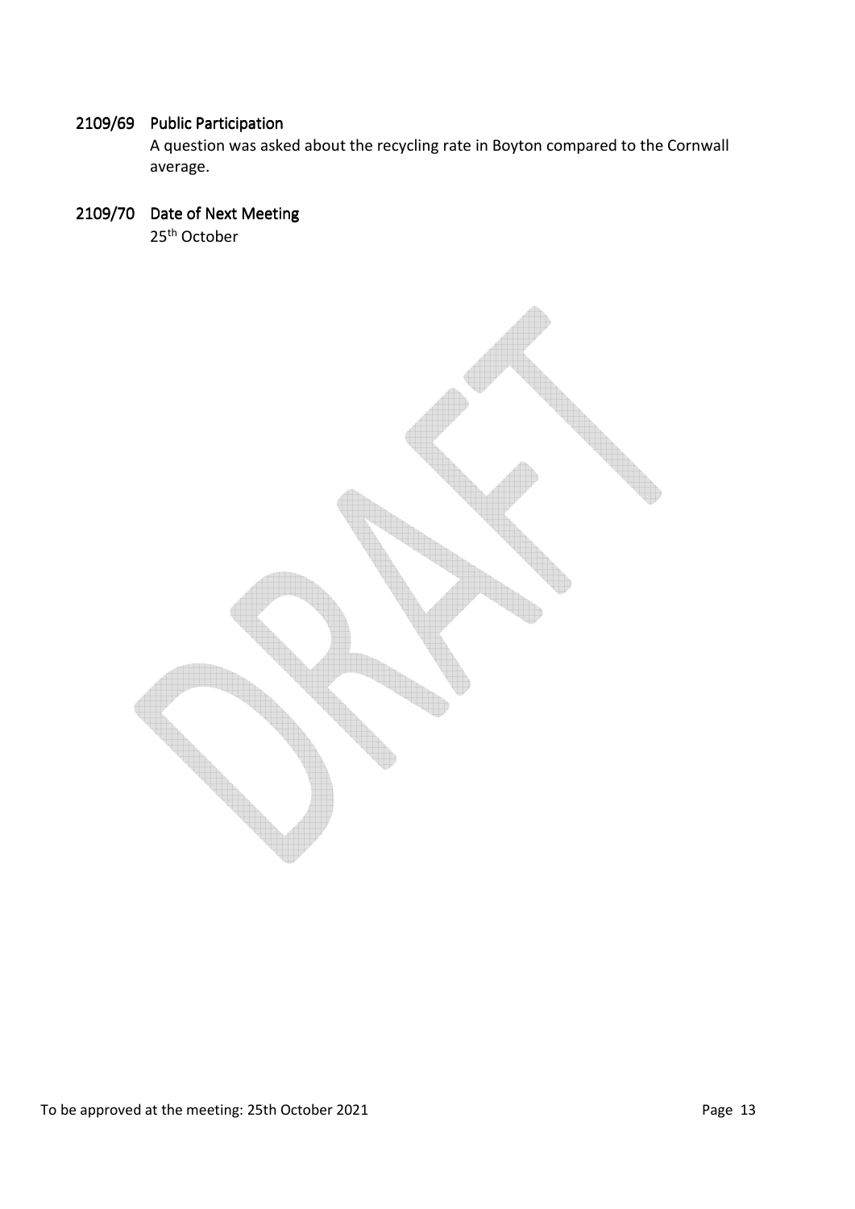### 2109/69 Public Participation

A question was asked about the recycling rate in Boyton compared to the Cornwall average.

### 2109/70 Date of Next Meeting

25th October

To be approved at the meeting: 25th October 2021